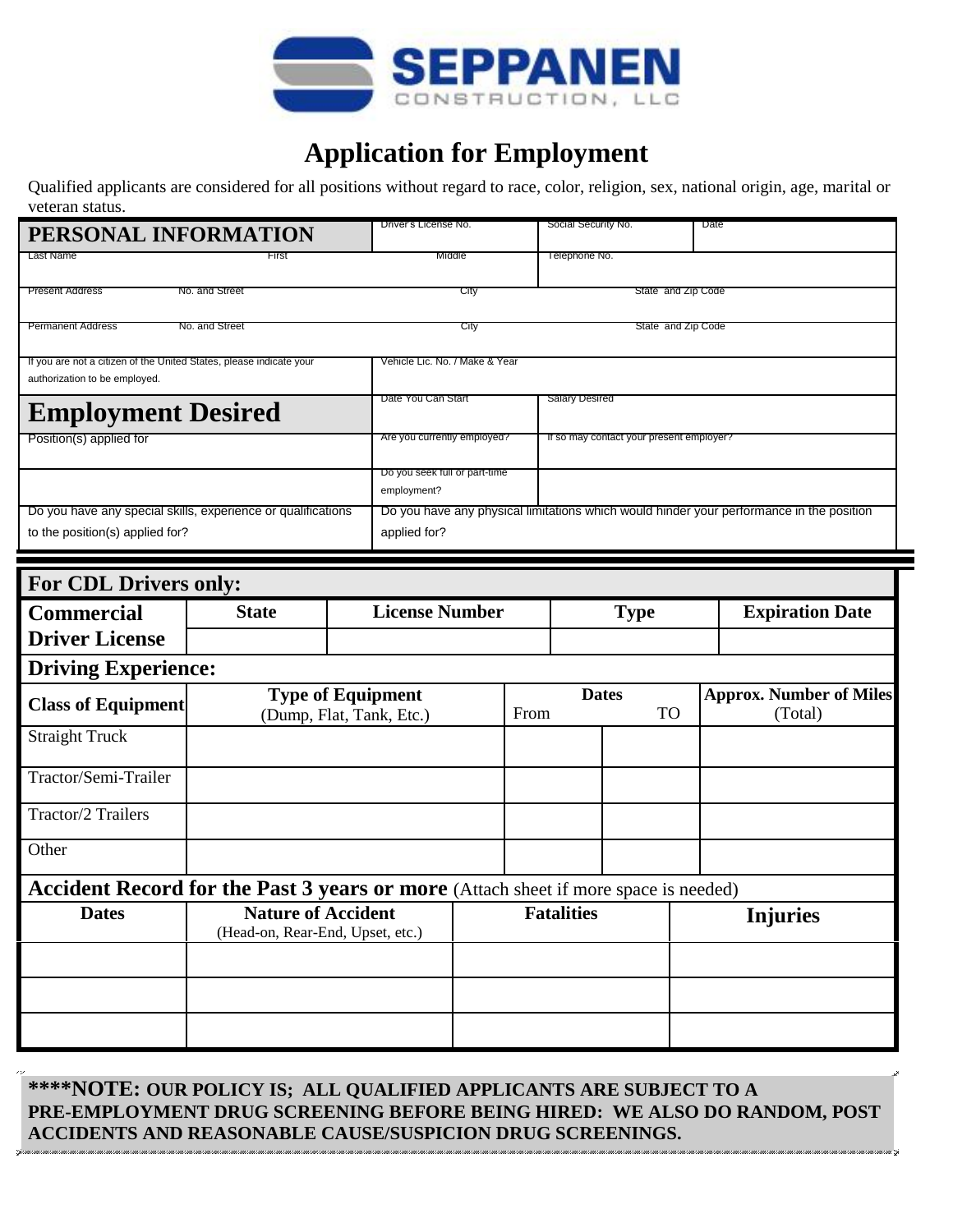SEPPANEN CONSTRUCTION, LLC

# Application for Employment

Qualified applicants are considered for all positions without regard to race, color, religion, sex, national origin, age, marital or veteran status.

| **PERSONAL INFORMATION** | | Driver's License No. | Social Security No. | Date |
|---|---|---|---|---|
| Last Name | First | Middle | Telephone No. | |
| Present Address | No. and Street | City | State and Zip Code | |
| Permanent Address | No. and Street | City | State and Zip Code | |
| If you are not a citizen of the United States, please indicate your authorization to be employed. | | Vehicle Lic. No. / Make & Year | | |
| **Employment Desired** | | Date You Can Start | Salary Desired | |
| Position(s) applied for | | Are you currently employed? | If so may contact your present employer? | |
| | | Do you seek full or part-time employment? | | |
| Do you have any special skills, experience or qualifications to the position(s) applied for? | | Do you have any physical limitations which would hinder your performance in the position applied for? | | |

## For CDL Drivers only:

| **Commercial Driver License** | **State** | **License Number** | **Type** | **Expiration Date** |
|---|---|---|---|---|
| | | | | |

### Driving Experience:

| **Class of Equipment** | **Type of Equipment** (Dump, Flat, Tank, Etc.) | **Dates** From | TO | **Approx. Number of Miles** (Total) |
|---|---|---|---|---|
| Straight Truck | | | | |
| Tractor/Semi-Trailer | | | | |
| Tractor/2 Trailers | | | | |
| Other | | | | |

### Accident Record for the Past 3 years or more (Attach sheet if more space is needed)

| **Dates** | **Nature of Accident** (Head-on, Rear-End, Upset, etc.) | **Fatalities** | **Injuries** |
|---|---|---|---|
| | | | |
| | | | |
| | | | |

****NOTE: OUR POLICY IS; ALL QUALIFIED APPLICANTS ARE SUBJECT TO A PRE-EMPLOYMENT DRUG SCREENING BEFORE BEING HIRED: WE ALSO DO RANDOM, POST ACCIDENTS AND REASONABLE CAUSE/SUSPICION DRUG SCREENINGS.**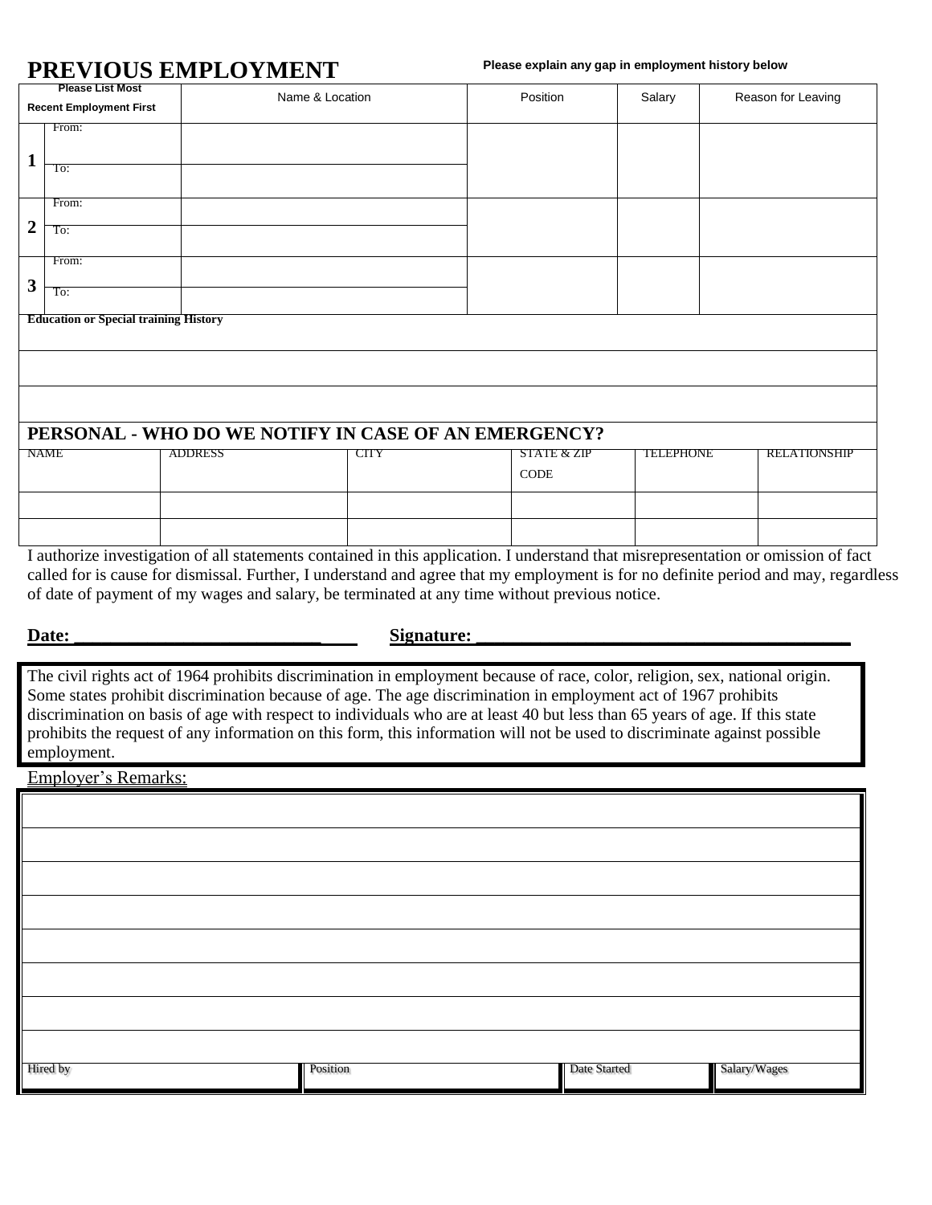## PREVIOUS EMPLOYMENT

**Please explain any gap in employment history below**

| **Please List Most Recent Employment First** | | Name & Location | Position | Salary | Reason for Leaving |
|---|---|---|---|---|---|
| **1** | From: | | | | |
| | To: | | | | |
| **2** | From: | | | | |
| | To: | | | | |
| **3** | From: | | | | |
| | To: | | | | |

**Education or Special training History**

| |
|---|
| |
| |
| |

## PERSONAL - WHO DO WE NOTIFY IN CASE OF AN EMERGENCY?

| NAME | ADDRESS | CITY | STATE & ZIP CODE | TELEPHONE | RELATIONSHIP |
|---|---|---|---|---|---|
| | | | | | |
| | | | | | |

I authorize investigation of all statements contained in this application. I understand that misrepresentation or omission of fact called for is cause for dismissal. Further, I understand and agree that my employment is for no definite period and may, regardless of date of payment of my wages and salary, be terminated at any time without previous notice.

**Date: ______________________________** **Signature: ________________________________________**

The civil rights act of 1964 prohibits discrimination in employment because of race, color, religion, sex, national origin. Some states prohibit discrimination because of age. The age discrimination in employment act of 1967 prohibits discrimination on basis of age with respect to individuals who are at least 40 but less than 65 years of age. If this state prohibits the request of any information on this form, this information will not be used to discriminate against possible employment.

Employer's Remarks:

| | | | |
|---|---|---|---|
| | | | |
| | | | |
| | | | |
| | | | |
| | | | |
| | | | |
| | | | |
| Hired by | Position | Date Started | Salary/Wages |